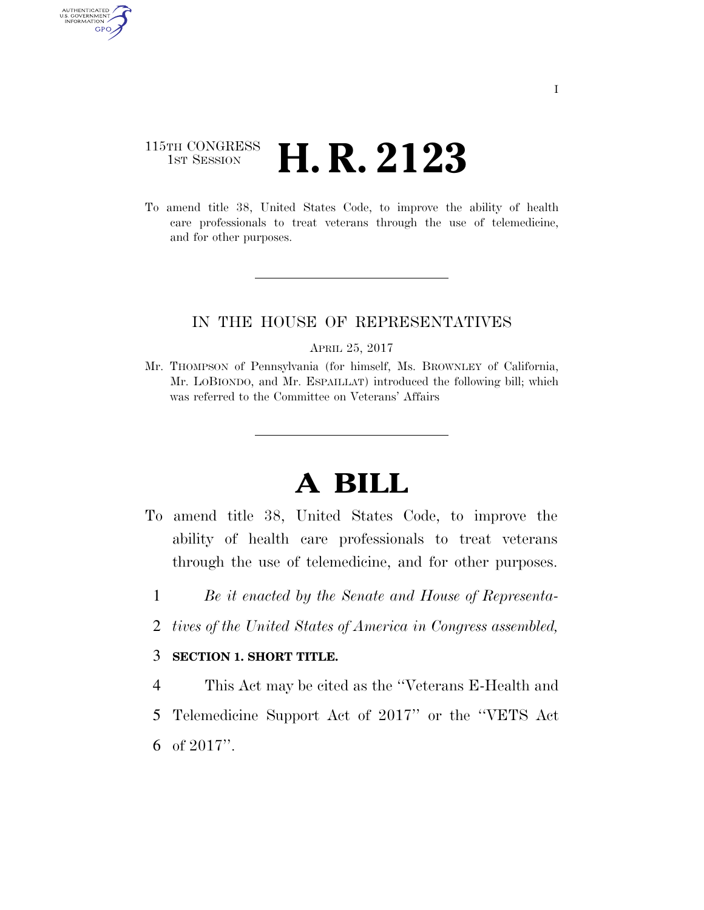115TH CONGRESS
1ST SESSION

# H. R. 2123

To amend title 38, United States Code, to improve the ability of health care professionals to treat veterans through the use of telemedicine, and for other purposes.

---

IN THE HOUSE OF REPRESENTATIVES

APRIL 25, 2017

Mr. THOMPSON of Pennsylvania (for himself, Ms. BROWNLEY of California, Mr. LOBIONDO, and Mr. ESPAILLAT) introduced the following bill; which was referred to the Committee on Veterans' Affairs

---

# A BILL

To amend title 38, United States Code, to improve the ability of health care professionals to treat veterans through the use of telemedicine, and for other purposes.

1 *Be it enacted by the Senate and House of Representa-*
2 *tives of the United States of America in Congress assembled,*

3 **SECTION 1. SHORT TITLE.**

4 This Act may be cited as the ''Veterans E-Health and
5 Telemedicine Support Act of 2017'' or the ''VETS Act
6 of 2017''.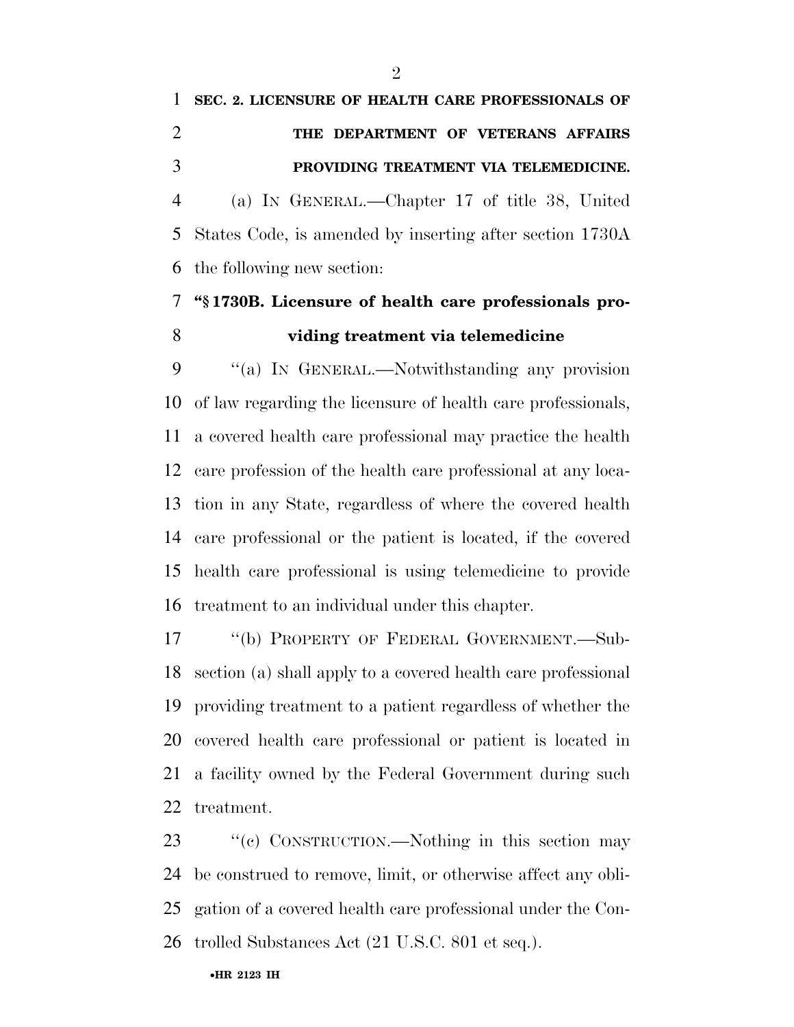**SEC. 2. LICENSURE OF HEALTH CARE PROFESSIONALS OF THE DEPARTMENT OF VETERANS AFFAIRS PROVIDING TREATMENT VIA TELEMEDICINE.**

(a) IN GENERAL.—Chapter 17 of title 38, United States Code, is amended by inserting after section 1730A the following new section:

**"§ 1730B. Licensure of health care professionals providing treatment via telemedicine**

"(a) IN GENERAL.—Notwithstanding any provision of law regarding the licensure of health care professionals, a covered health care professional may practice the health care profession of the health care professional at any location in any State, regardless of where the covered health care professional or the patient is located, if the covered health care professional is using telemedicine to provide treatment to an individual under this chapter.

"(b) PROPERTY OF FEDERAL GOVERNMENT.—Subsection (a) shall apply to a covered health care professional providing treatment to a patient regardless of whether the covered health care professional or patient is located in a facility owned by the Federal Government during such treatment.

"(c) CONSTRUCTION.—Nothing in this section may be construed to remove, limit, or otherwise affect any obligation of a covered health care professional under the Controlled Substances Act (21 U.S.C. 801 et seq.).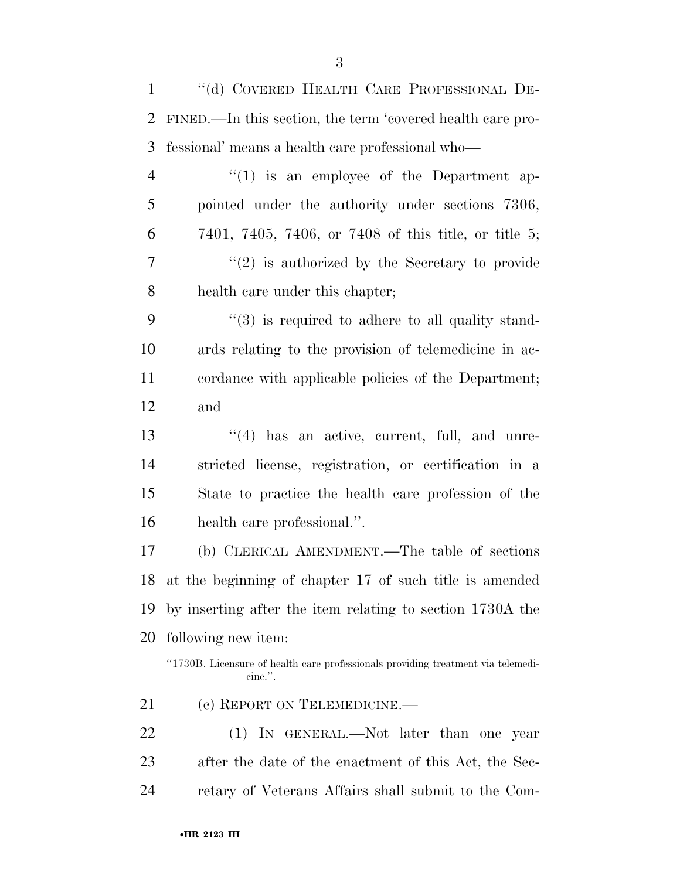"(d) COVERED HEALTH CARE PROFESSIONAL DEFINED.—In this section, the term 'covered health care professional' means a health care professional who—

"(1) is an employee of the Department appointed under the authority under sections 7306, 7401, 7405, 7406, or 7408 of this title, or title 5;

"(2) is authorized by the Secretary to provide health care under this chapter;

"(3) is required to adhere to all quality standards relating to the provision of telemedicine in accordance with applicable policies of the Department; and

"(4) has an active, current, full, and unrestricted license, registration, or certification in a State to practice the health care profession of the health care professional.".

(b) CLERICAL AMENDMENT.—The table of sections at the beginning of chapter 17 of such title is amended by inserting after the item relating to section 1730A the following new item:

"1730B. Licensure of health care professionals providing treatment via telemedicine.".

(c) REPORT ON TELEMEDICINE.—

(1) IN GENERAL.—Not later than one year after the date of the enactment of this Act, the Secretary of Veterans Affairs shall submit to the Com-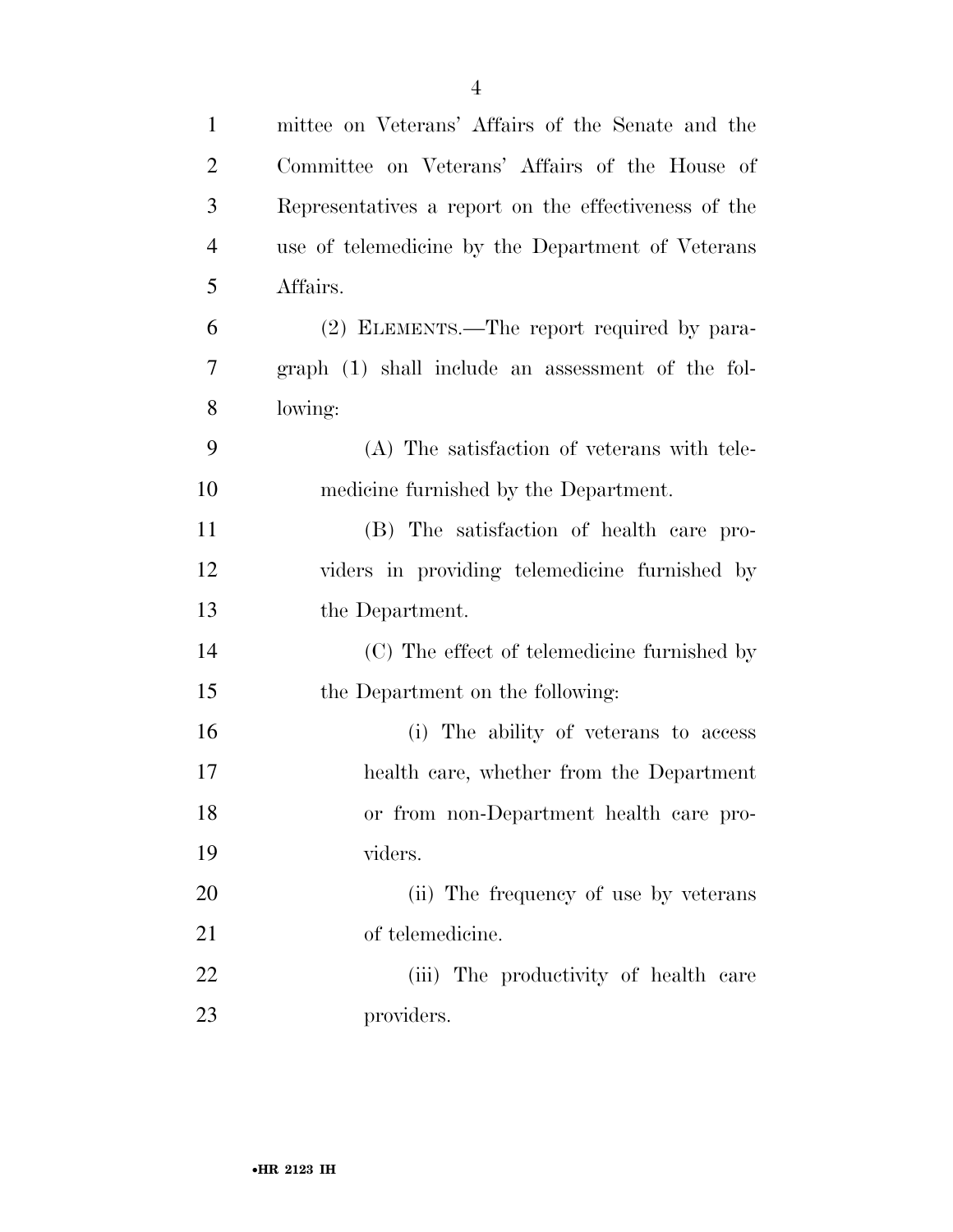mittee on Veterans' Affairs of the Senate and the Committee on Veterans' Affairs of the House of Representatives a report on the effectiveness of the use of telemedicine by the Department of Veterans Affairs.

(2) ELEMENTS.—The report required by paragraph (1) shall include an assessment of the following:

(A) The satisfaction of veterans with telemedicine furnished by the Department.

(B) The satisfaction of health care providers in providing telemedicine furnished by the Department.

(C) The effect of telemedicine furnished by the Department on the following:

(i) The ability of veterans to access health care, whether from the Department or from non-Department health care providers.

(ii) The frequency of use by veterans of telemedicine.

(iii) The productivity of health care providers.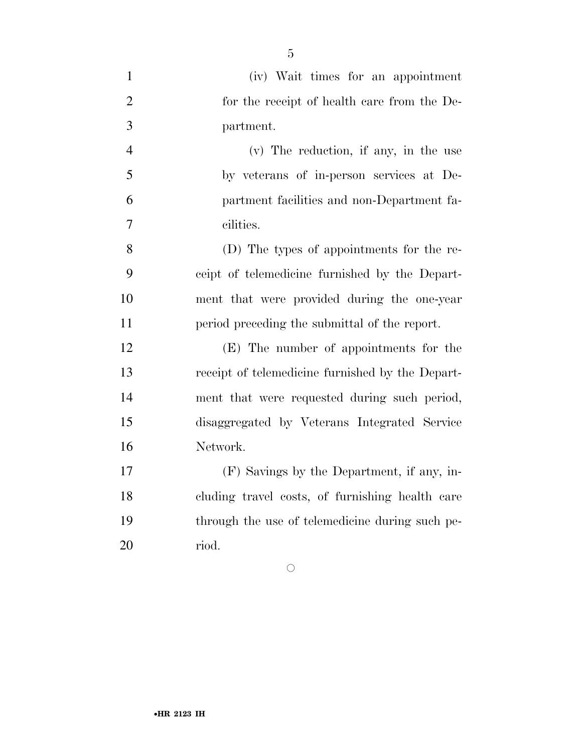(iv) Wait times for an appointment for the receipt of health care from the Department.

(v) The reduction, if any, in the use by veterans of in-person services at Department facilities and non-Department facilities.

(D) The types of appointments for the receipt of telemedicine furnished by the Department that were provided during the one-year period preceding the submittal of the report.

(E) The number of appointments for the receipt of telemedicine furnished by the Department that were requested during such period, disaggregated by Veterans Integrated Service Network.

(F) Savings by the Department, if any, including travel costs, of furnishing health care through the use of telemedicine during such period.

○